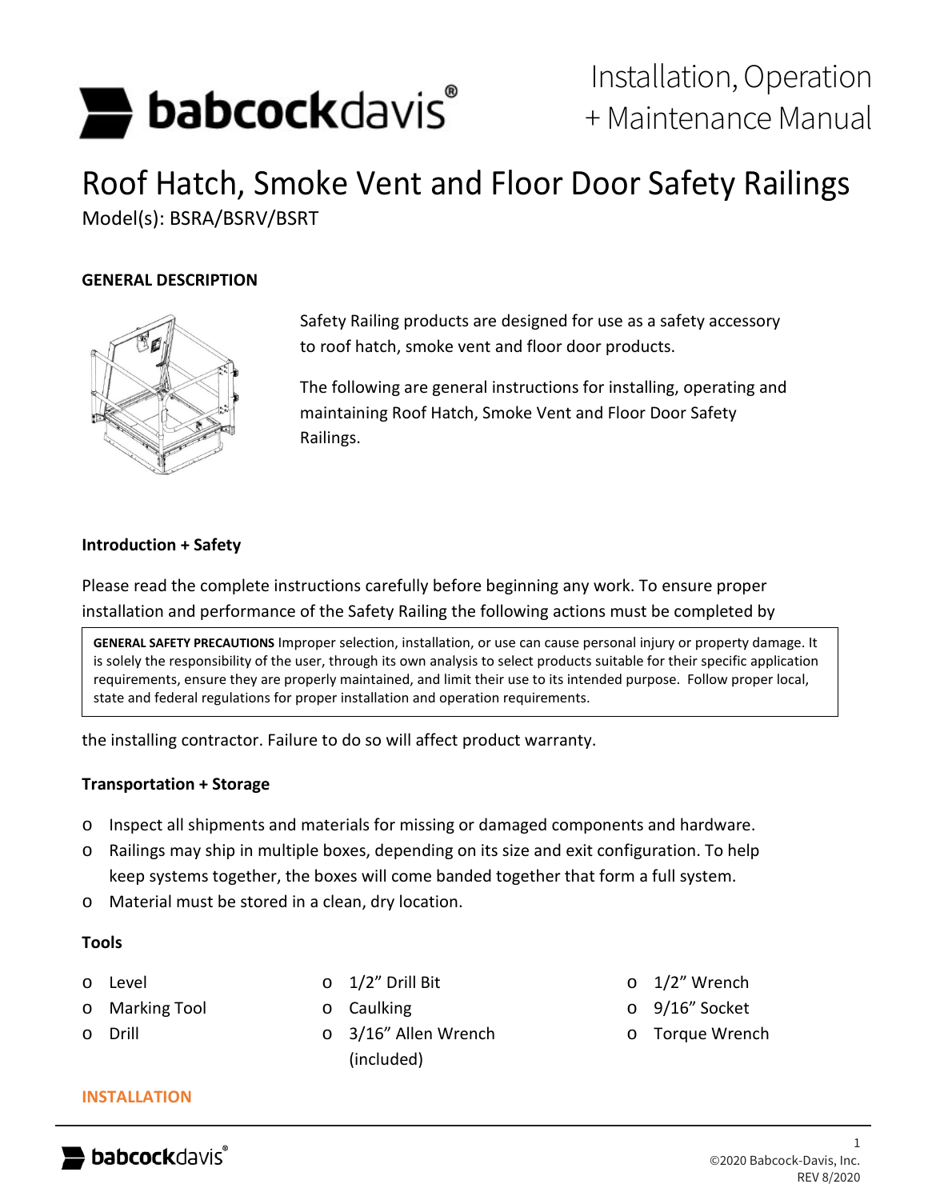# Installation, Operation + Maintenance Manual

# Roof Hatch, Smoke Vent and Floor Door Safety Railings

Model(s): BSRA/BSRV/BSRT

## GENERAL DESCRIPTION

Safety Railing products are designed for use as a safety accessory to roof hatch, smoke vent and floor door products.

The following are general instructions for installing, operating and maintaining Roof Hatch, Smoke Vent and Floor Door Safety Railings.

### Introduction + Safety

Please read the complete instructions carefully before beginning any work. To ensure proper installation and performance of the Safety Railing the following actions must be completed by the installing contractor. Failure to do so will affect product warranty.

> **GENERAL SAFETY PRECAUTIONS** Improper selection, installation, or use can cause personal injury or property damage. It is solely the responsibility of the user, through its own analysis to select products suitable for their specific application requirements, ensure they are properly maintained, and limit their use to its intended purpose. Follow proper local, state and federal regulations for proper installation and operation requirements.

### Transportation + Storage

- Inspect all shipments and materials for missing or damaged components and hardware.
- Railings may ship in multiple boxes, depending on its size and exit configuration. To help keep systems together, the boxes will come banded together that form a full system.
- Material must be stored in a clean, dry location.

### Tools

- Level
- Marking Tool
- Drill
- 1/2" Drill Bit
- Caulking
- 3/16" Allen Wrench (included)
- 1/2" Wrench
- 9/16" Socket
- Torque Wrench

## INSTALLATION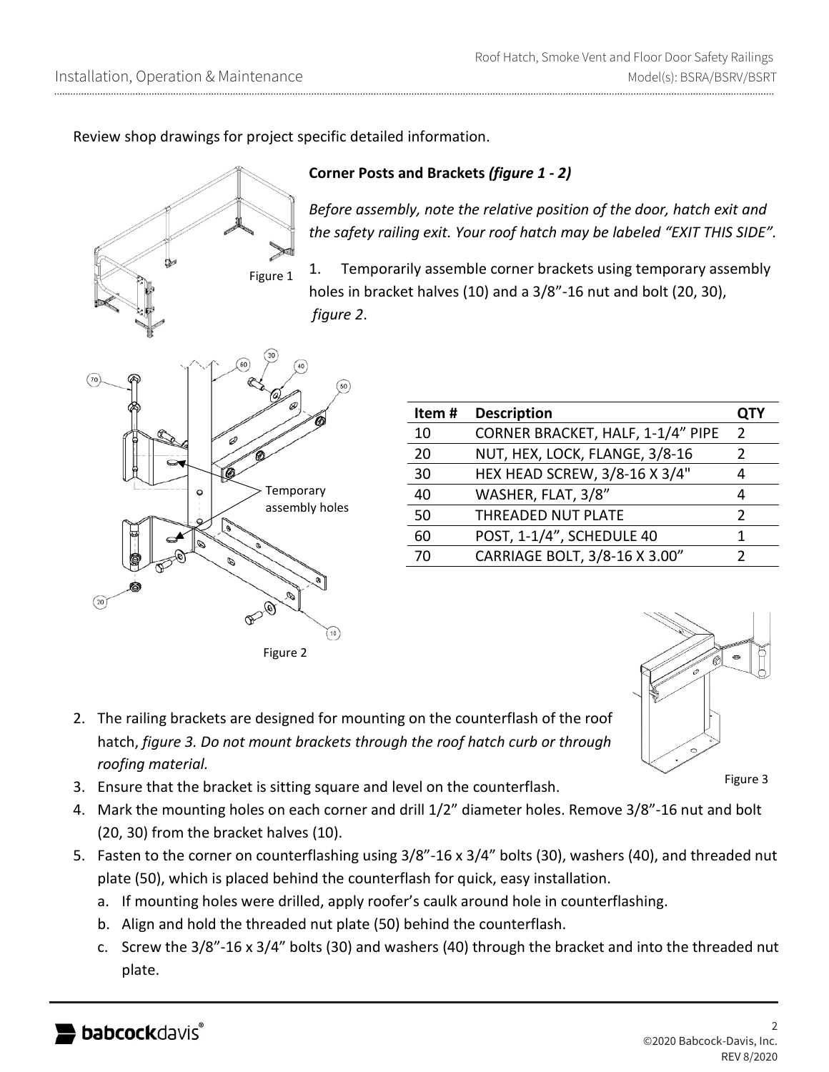Review shop drawings for project specific detailed information.

**Corner Posts and Brackets *(figure 1 - 2)***

*Before assembly, note the relative position of the door, hatch exit and the safety railing exit. Your roof hatch may be labeled "EXIT THIS SIDE".*

Figure 1

1. Temporarily assemble corner brackets using temporary assembly holes in bracket halves (10) and a 3/8"-16 nut and bolt (20, 30), *figure 2*.

Figure 2

| Item # | Description | QTY |
|---|---|---|
| 10 | CORNER BRACKET, HALF, 1-1/4" PIPE | 2 |
| 20 | NUT, HEX, LOCK, FLANGE, 3/8-16 | 2 |
| 30 | HEX HEAD SCREW, 3/8-16 X 3/4" | 4 |
| 40 | WASHER, FLAT, 3/8" | 4 |
| 50 | THREADED NUT PLATE | 2 |
| 60 | POST, 1-1/4", SCHEDULE 40 | 1 |
| 70 | CARRIAGE BOLT, 3/8-16 X 3.00" | 2 |

Figure 3

2. The railing brackets are designed for mounting on the counterflash of the roof hatch, *figure 3. Do not mount brackets through the roof hatch curb or through roofing material.*
3. Ensure that the bracket is sitting square and level on the counterflash.
4. Mark the mounting holes on each corner and drill 1/2" diameter holes. Remove 3/8"-16 nut and bolt (20, 30) from the bracket halves (10).
5. Fasten to the corner on counterflashing using 3/8"-16 x 3/4" bolts (30), washers (40), and threaded nut plate (50), which is placed behind the counterflash for quick, easy installation.
   a. If mounting holes were drilled, apply roofer's caulk around hole in counterflashing.
   b. Align and hold the threaded nut plate (50) behind the counterflash.
   c. Screw the 3/8"-16 x 3/4" bolts (30) and washers (40) through the bracket and into the threaded nut plate.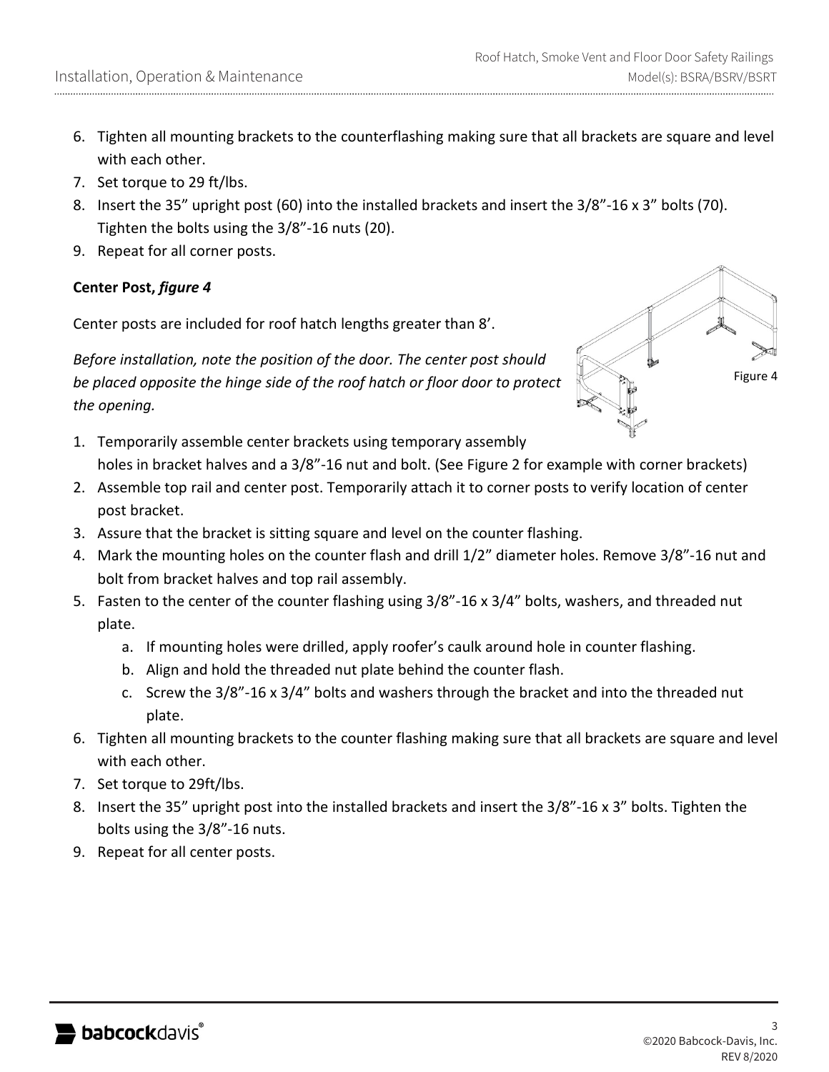6. Tighten all mounting brackets to the counterflashing making sure that all brackets are square and level with each other.
7. Set torque to 29 ft/lbs.
8. Insert the 35” upright post (60) into the installed brackets and insert the 3/8”-16 x 3” bolts (70). Tighten the bolts using the 3/8”-16 nuts (20).
9. Repeat for all corner posts.

**Center Post, *figure 4***

Center posts are included for roof hatch lengths greater than 8’.

*Before installation, note the position of the door. The center post should be placed opposite the hinge side of the roof hatch or floor door to protect the opening.*

Figure 4

1. Temporarily assemble center brackets using temporary assembly holes in bracket halves and a 3/8”-16 nut and bolt. (See Figure 2 for example with corner brackets)
2. Assemble top rail and center post. Temporarily attach it to corner posts to verify location of center post bracket.
3. Assure that the bracket is sitting square and level on the counter flashing.
4. Mark the mounting holes on the counter flash and drill 1/2” diameter holes. Remove 3/8”-16 nut and bolt from bracket halves and top rail assembly.
5. Fasten to the center of the counter flashing using 3/8”-16 x 3/4” bolts, washers, and threaded nut plate.
   a. If mounting holes were drilled, apply roofer’s caulk around hole in counter flashing.
   b. Align and hold the threaded nut plate behind the counter flash.
   c. Screw the 3/8”-16 x 3/4” bolts and washers through the bracket and into the threaded nut plate.
6. Tighten all mounting brackets to the counter flashing making sure that all brackets are square and level with each other.
7. Set torque to 29ft/lbs.
8. Insert the 35” upright post into the installed brackets and insert the 3/8”-16 x 3” bolts. Tighten the bolts using the 3/8”-16 nuts.
9. Repeat for all center posts.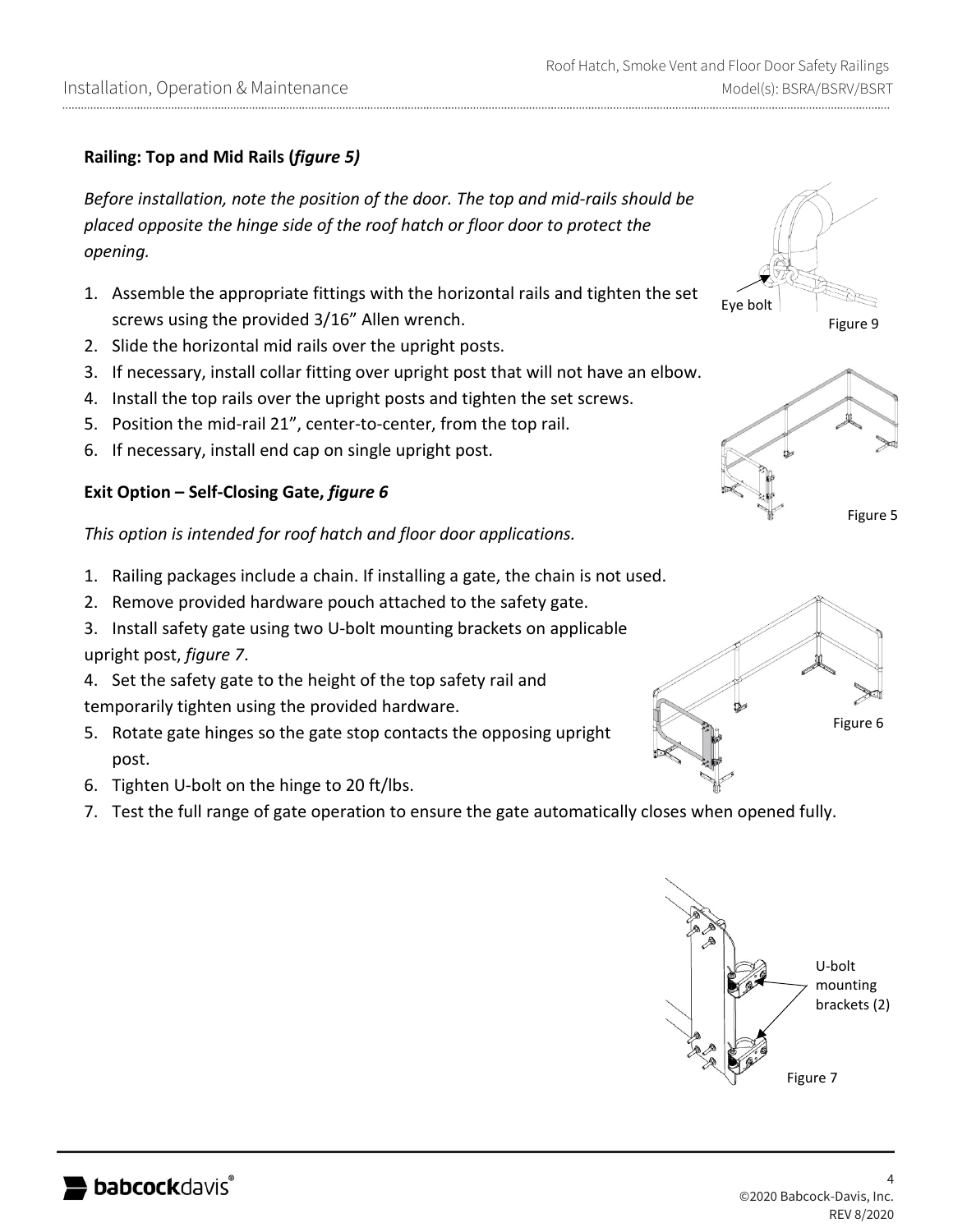**Railing: Top and Mid Rails (*figure 5)***

*Before installation, note the position of the door. The top and mid-rails should be placed opposite the hinge side of the roof hatch or floor door to protect the opening.*

1. Assemble the appropriate fittings with the horizontal rails and tighten the set screws using the provided 3/16" Allen wrench.
2. Slide the horizontal mid rails over the upright posts.
3. If necessary, install collar fitting over upright post that will not have an elbow.
4. Install the top rails over the upright posts and tighten the set screws.
5. Position the mid-rail 21", center-to-center, from the top rail.
6. If necessary, install end cap on single upright post.

Eye bolt

Figure 9

Figure 5

**Exit Option – Self-Closing Gate, *figure 6***

*This option is intended for roof hatch and floor door applications.*

1. Railing packages include a chain. If installing a gate, the chain is not used.
2. Remove provided hardware pouch attached to the safety gate.
3. Install safety gate using two U-bolt mounting brackets on applicable upright post, *figure 7*.
4. Set the safety gate to the height of the top safety rail and temporarily tighten using the provided hardware.
5. Rotate gate hinges so the gate stop contacts the opposing upright post.
6. Tighten U-bolt on the hinge to 20 ft/lbs.
7. Test the full range of gate operation to ensure the gate automatically closes when opened fully.

Figure 6

U-bolt mounting brackets (2)

Figure 7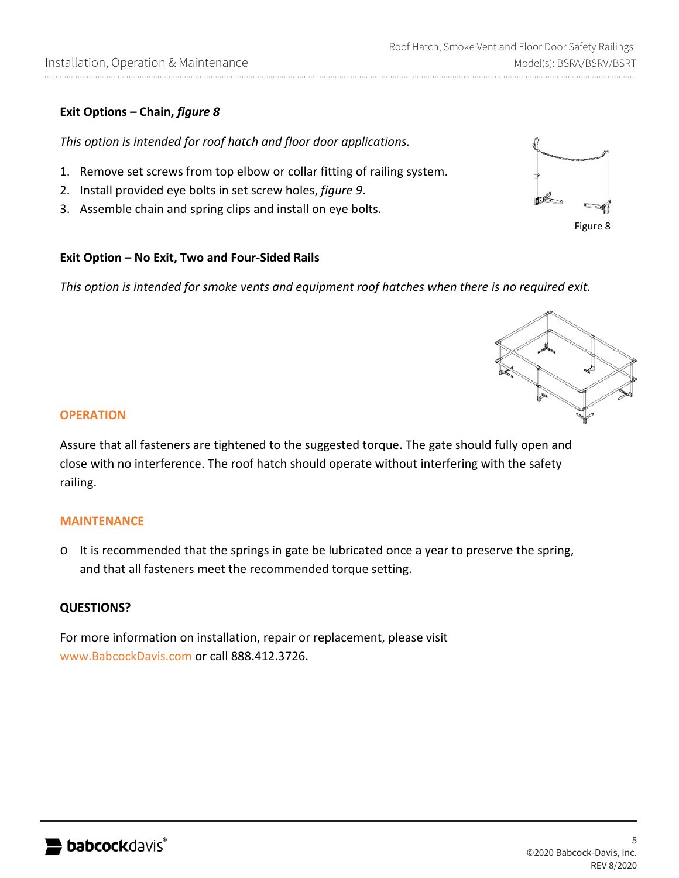**Exit Options – Chain, *figure 8***

*This option is intended for roof hatch and floor door applications.*

1. Remove set screws from top elbow or collar fitting of railing system.
2. Install provided eye bolts in set screw holes, *figure 9*.
3. Assemble chain and spring clips and install on eye bolts.

Figure 8

**Exit Option – No Exit, Two and Four-Sided Rails**

*This option is intended for smoke vents and equipment roof hatches when there is no required exit.*

## OPERATION

Assure that all fasteners are tightened to the suggested torque. The gate should fully open and close with no interference. The roof hatch should operate without interfering with the safety railing.

## MAINTENANCE

- It is recommended that the springs in gate be lubricated once a year to preserve the spring, and that all fasteners meet the recommended torque setting.

**QUESTIONS?**

For more information on installation, repair or replacement, please visit www.BabcockDavis.com or call 888.412.3726.

©2020 Babcock-Davis, Inc.
REV 8/2020